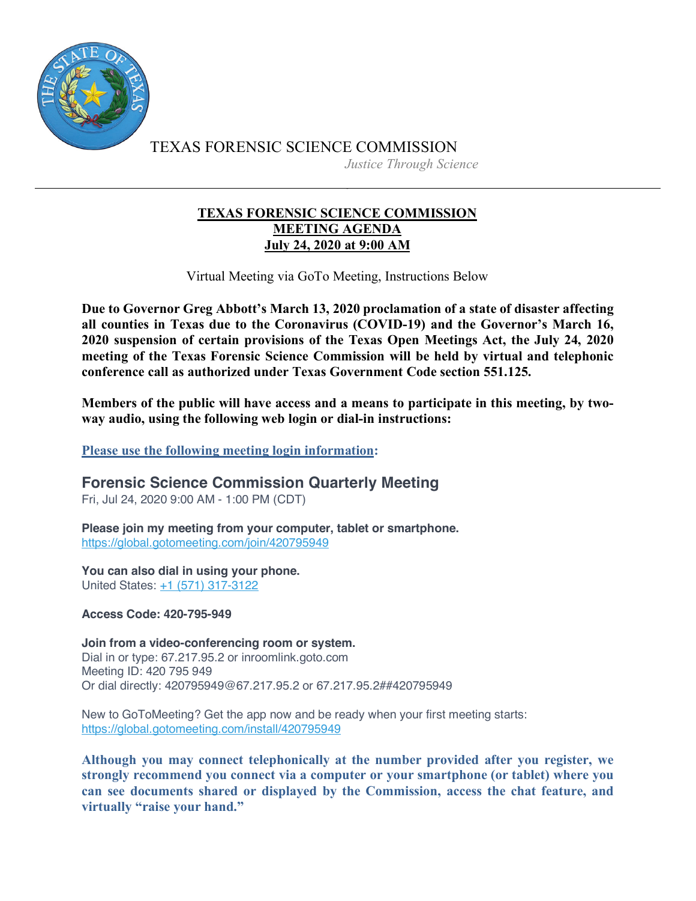TEXAS FORENSIC SCIENCE COMMISSION

*Justice Through Science*

---

# TEXAS FORENSIC SCIENCE COMMISSION
## MEETING AGENDA
## July 24, 2020 at 9:00 AM

Virtual Meeting via GoTo Meeting, Instructions Below

**Due to Governor Greg Abbott's March 13, 2020 proclamation of a state of disaster affecting all counties in Texas due to the Coronavirus (COVID-19) and the Governor's March 16, 2020 suspension of certain provisions of the Texas Open Meetings Act, the July 24, 2020 meeting of the Texas Forensic Science Commission will be held by virtual and telephonic conference call as authorized under Texas Government Code section 551.125.**

**Members of the public will have access and a means to participate in this meeting, by two-way audio, using the following web login or dial-in instructions:**

**Please use the following meeting login information:**

### Forensic Science Commission Quarterly Meeting

Fri, Jul 24, 2020 9:00 AM - 1:00 PM (CDT)

**Please join my meeting from your computer, tablet or smartphone.**
https://global.gotomeeting.com/join/420795949

**You can also dial in using your phone.**
United States: +1 (571) 317-3122

**Access Code: 420-795-949**

**Join from a video-conferencing room or system.**
Dial in or type: 67.217.95.2 or inroomlink.goto.com
Meeting ID: 420 795 949
Or dial directly: 420795949@67.217.95.2 or 67.217.95.2##420795949

New to GoToMeeting? Get the app now and be ready when your first meeting starts:
https://global.gotomeeting.com/install/420795949

**Although you may connect telephonically at the number provided after you register, we strongly recommend you connect via a computer or your smartphone (or tablet) where you can see documents shared or displayed by the Commission, access the chat feature, and virtually "raise your hand."**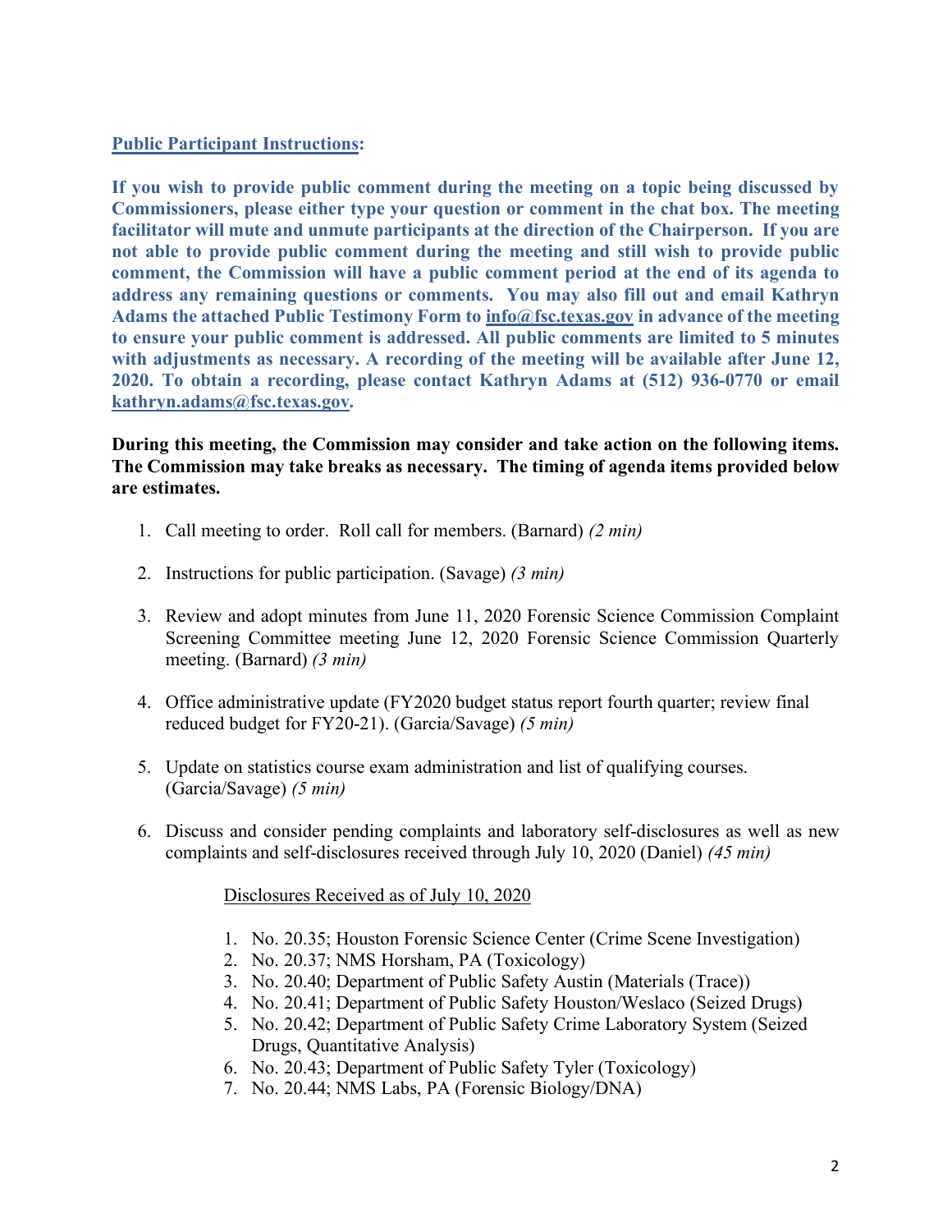**Public Participant Instructions:**

**If you wish to provide public comment during the meeting on a topic being discussed by Commissioners, please either type your question or comment in the chat box. The meeting facilitator will mute and unmute participants at the direction of the Chairperson. If you are not able to provide public comment during the meeting and still wish to provide public comment, the Commission will have a public comment period at the end of its agenda to address any remaining questions or comments. You may also fill out and email Kathryn Adams the attached Public Testimony Form to info@fsc.texas.gov in advance of the meeting to ensure your public comment is addressed. All public comments are limited to 5 minutes with adjustments as necessary. A recording of the meeting will be available after June 12, 2020. To obtain a recording, please contact Kathryn Adams at (512) 936-0770 or email kathryn.adams@fsc.texas.gov.**

**During this meeting, the Commission may consider and take action on the following items. The Commission may take breaks as necessary. The timing of agenda items provided below are estimates.**

1. Call meeting to order. Roll call for members. (Barnard) *(2 min)*

2. Instructions for public participation. (Savage) *(3 min)*

3. Review and adopt minutes from June 11, 2020 Forensic Science Commission Complaint Screening Committee meeting June 12, 2020 Forensic Science Commission Quarterly meeting. (Barnard) *(3 min)*

4. Office administrative update (FY2020 budget status report fourth quarter; review final reduced budget for FY20-21). (Garcia/Savage) *(5 min)*

5. Update on statistics course exam administration and list of qualifying courses. (Garcia/Savage) *(5 min)*

6. Discuss and consider pending complaints and laboratory self-disclosures as well as new complaints and self-disclosures received through July 10, 2020 (Daniel) *(45 min)*

   Disclosures Received as of July 10, 2020

   1. No. 20.35; Houston Forensic Science Center (Crime Scene Investigation)
   2. No. 20.37; NMS Horsham, PA (Toxicology)
   3. No. 20.40; Department of Public Safety Austin (Materials (Trace))
   4. No. 20.41; Department of Public Safety Houston/Weslaco (Seized Drugs)
   5. No. 20.42; Department of Public Safety Crime Laboratory System (Seized Drugs, Quantitative Analysis)
   6. No. 20.43; Department of Public Safety Tyler (Toxicology)
   7. No. 20.44; NMS Labs, PA (Forensic Biology/DNA)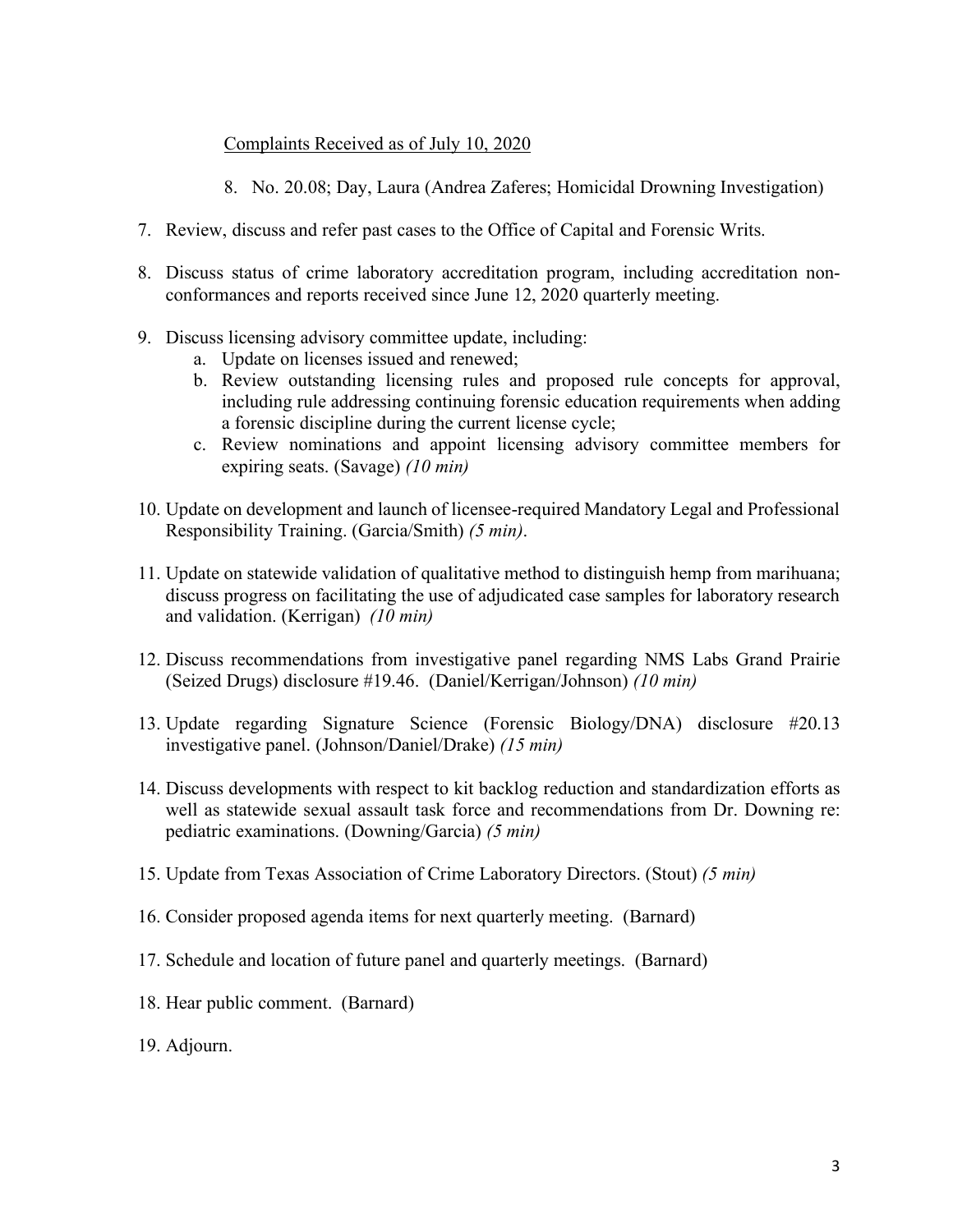Complaints Received as of July 10, 2020

8. No. 20.08; Day, Laura (Andrea Zaferes; Homicidal Drowning Investigation)

7. Review, discuss and refer past cases to the Office of Capital and Forensic Writs.

8. Discuss status of crime laboratory accreditation program, including accreditation non-conformances and reports received since June 12, 2020 quarterly meeting.

9. Discuss licensing advisory committee update, including:
   a. Update on licenses issued and renewed;
   b. Review outstanding licensing rules and proposed rule concepts for approval, including rule addressing continuing forensic education requirements when adding a forensic discipline during the current license cycle;
   c. Review nominations and appoint licensing advisory committee members for expiring seats. (Savage) *(10 min)*

10. Update on development and launch of licensee-required Mandatory Legal and Professional Responsibility Training. (Garcia/Smith) *(5 min)*.

11. Update on statewide validation of qualitative method to distinguish hemp from marihuana; discuss progress on facilitating the use of adjudicated case samples for laboratory research and validation. (Kerrigan) *(10 min)*

12. Discuss recommendations from investigative panel regarding NMS Labs Grand Prairie (Seized Drugs) disclosure #19.46. (Daniel/Kerrigan/Johnson) *(10 min)*

13. Update regarding Signature Science (Forensic Biology/DNA) disclosure #20.13 investigative panel. (Johnson/Daniel/Drake) *(15 min)*

14. Discuss developments with respect to kit backlog reduction and standardization efforts as well as statewide sexual assault task force and recommendations from Dr. Downing re: pediatric examinations. (Downing/Garcia) *(5 min)*

15. Update from Texas Association of Crime Laboratory Directors. (Stout) *(5 min)*

16. Consider proposed agenda items for next quarterly meeting. (Barnard)

17. Schedule and location of future panel and quarterly meetings. (Barnard)

18. Hear public comment. (Barnard)

19. Adjourn.